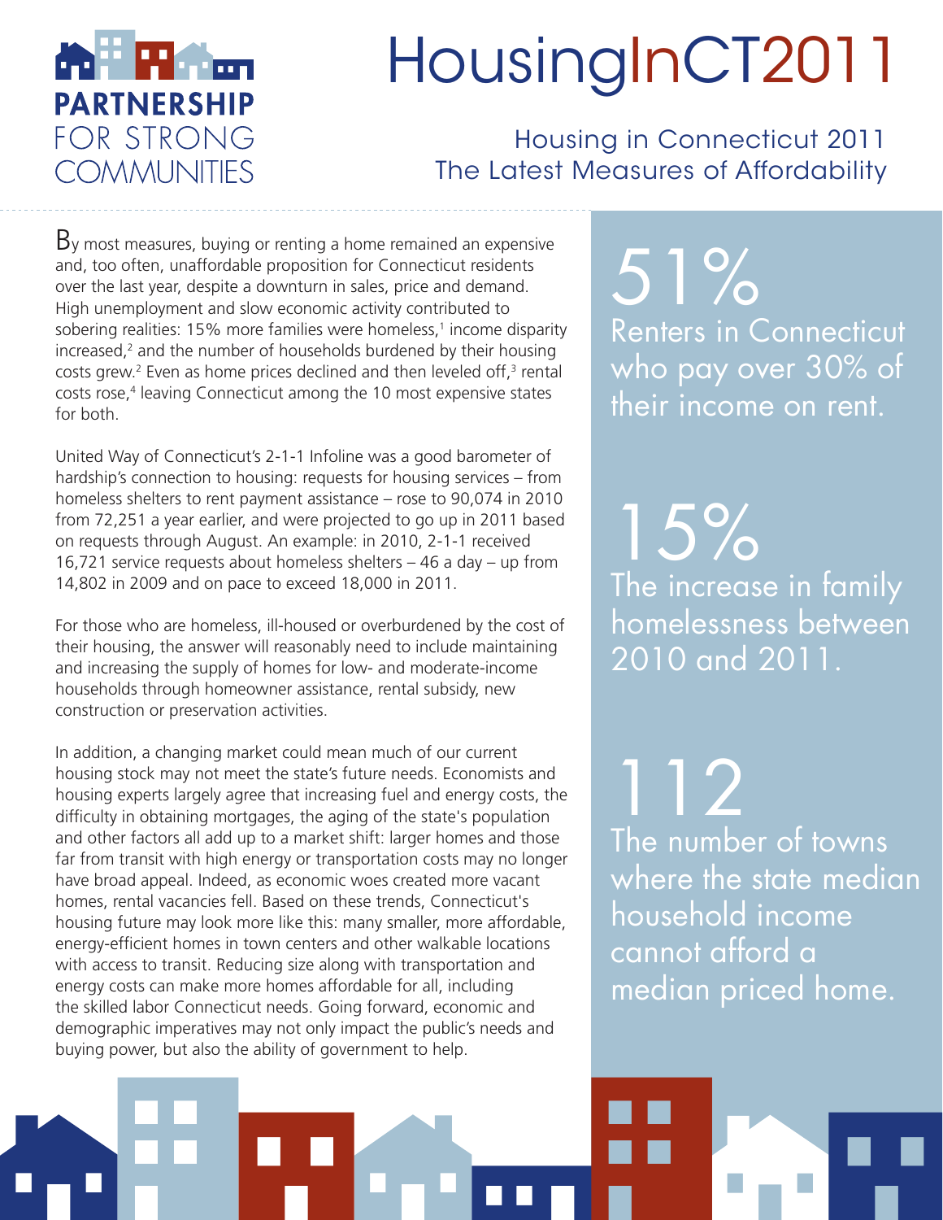# HousingInCT2011

PARTNERSHIP FOR STRONG COMMUNITIES

## Housing in Connecticut 2011
## The Latest Measures of Affordability

By most measures, buying or renting a home remained an expensive and, too often, unaffordable proposition for Connecticut residents over the last year, despite a downturn in sales, price and demand. High unemployment and slow economic activity contributed to sobering realities: 15% more families were homeless,[1] income disparity increased,[2] and the number of households burdened by their housing costs grew.[2] Even as home prices declined and then leveled off,[3] rental costs rose,[4] leaving Connecticut among the 10 most expensive states for both.

United Way of Connecticut's 2-1-1 Infoline was a good barometer of hardship's connection to housing: requests for housing services – from homeless shelters to rent payment assistance – rose to 90,074 in 2010 from 72,251 a year earlier, and were projected to go up in 2011 based on requests through August. An example: in 2010, 2-1-1 received 16,721 service requests about homeless shelters – 46 a day – up from 14,802 in 2009 and on pace to exceed 18,000 in 2011.

For those who are homeless, ill-housed or overburdened by the cost of their housing, the answer will reasonably need to include maintaining and increasing the supply of homes for low- and moderate-income households through homeowner assistance, rental subsidy, new construction or preservation activities.

In addition, a changing market could mean much of our current housing stock may not meet the state's future needs. Economists and housing experts largely agree that increasing fuel and energy costs, the difficulty in obtaining mortgages, the aging of the state's population and other factors all add up to a market shift: larger homes and those far from transit with high energy or transportation costs may no longer have broad appeal. Indeed, as economic woes created more vacant homes, rental vacancies fell. Based on these trends, Connecticut's housing future may look more like this: many smaller, more affordable, energy-efficient homes in town centers and other walkable locations with access to transit. Reducing size along with transportation and energy costs can make more homes affordable for all, including the skilled labor Connecticut needs. Going forward, economic and demographic imperatives may not only impact the public's needs and buying power, but also the ability of government to help.

**51%**
Renters in Connecticut who pay over 30% of their income on rent.

**15%**
The increase in family homelessness between 2010 and 2011.

**112**
The number of towns where the state median household income cannot afford a median priced home.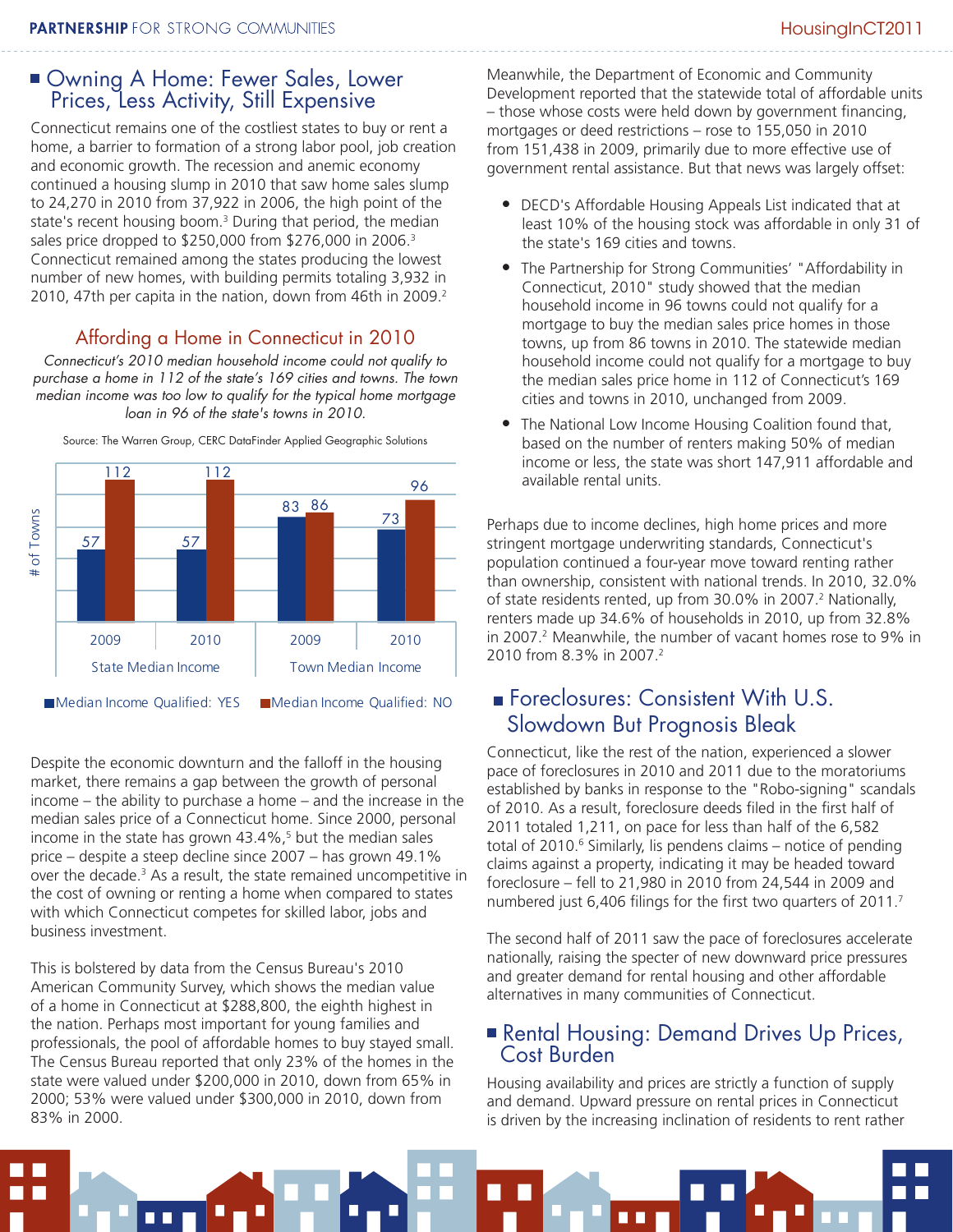## Owning A Home: Fewer Sales, Lower Prices, Less Activity, Still Expensive

Connecticut remains one of the costliest states to buy or rent a home, a barrier to formation of a strong labor pool, job creation and economic growth. The recession and anemic economy continued a housing slump in 2010 that saw home sales slump to 24,270 in 2010 from 37,922 in 2006, the high point of the state's recent housing boom.[3] During that period, the median sales price dropped to $250,000 from $276,000 in 2006.[3] Connecticut remained among the states producing the lowest number of new homes, with building permits totaling 3,932 in 2010, 47th per capita in the nation, down from 46th in 2009.[2]

### Affording a Home in Connecticut in 2010

*Connecticut's 2010 median household income could not qualify to purchase a home in 112 of the state's 169 cities and towns. The town median income was too low to qualify for the typical home mortgage loan in 96 of the state's towns in 2010.*

Source: The Warren Group, CERC DataFinder Applied Geographic Solutions

| # of Towns | State Median Income 2009 | State Median Income 2010 | Town Median Income 2009 | Town Median Income 2010 |
|---|---|---|---|---|
| Median Income Qualified: YES | 57 | 57 | 83 | 73 |
| Median Income Qualified: NO | 112 | 112 | 86 | 96 |

Despite the economic downturn and the falloff in the housing market, there remains a gap between the growth of personal income – the ability to purchase a home – and the increase in the median sales price of a Connecticut home. Since 2000, personal income in the state has grown 43.4%,[5] but the median sales price – despite a steep decline since 2007 – has grown 49.1% over the decade.[3] As a result, the state remained uncompetitive in the cost of owning or renting a home when compared to states with which Connecticut competes for skilled labor, jobs and business investment.

This is bolstered by data from the Census Bureau's 2010 American Community Survey, which shows the median value of a home in Connecticut at $288,800, the eighth highest in the nation. Perhaps most important for young families and professionals, the pool of affordable homes to buy stayed small. The Census Bureau reported that only 23% of the homes in the state were valued under $200,000 in 2010, down from 65% in 2000; 53% were valued under $300,000 in 2010, down from 83% in 2000.

Meanwhile, the Department of Economic and Community Development reported that the statewide total of affordable units – those whose costs were held down by government financing, mortgages or deed restrictions – rose to 155,050 in 2010 from 151,438 in 2009, primarily due to more effective use of government rental assistance. But that news was largely offset:

- DECD's Affordable Housing Appeals List indicated that at least 10% of the housing stock was affordable in only 31 of the state's 169 cities and towns.
- The Partnership for Strong Communities' "Affordability in Connecticut, 2010" study showed that the median household income in 96 towns could not qualify for a mortgage to buy the median sales price homes in those towns, up from 86 towns in 2010. The statewide median household income could not qualify for a mortgage to buy the median sales price home in 112 of Connecticut's 169 cities and towns in 2010, unchanged from 2009.
- The National Low Income Housing Coalition found that, based on the number of renters making 50% of median income or less, the state was short 147,911 affordable and available rental units.

Perhaps due to income declines, high home prices and more stringent mortgage underwriting standards, Connecticut's population continued a four-year move toward renting rather than ownership, consistent with national trends. In 2010, 32.0% of state residents rented, up from 30.0% in 2007.[2] Nationally, renters made up 34.6% of households in 2010, up from 32.8% in 2007.[2] Meanwhile, the number of vacant homes rose to 9% in 2010 from 8.3% in 2007.[2]

## Foreclosures: Consistent With U.S. Slowdown But Prognosis Bleak

Connecticut, like the rest of the nation, experienced a slower pace of foreclosures in 2010 and 2011 due to the moratoriums established by banks in response to the "Robo-signing" scandals of 2010. As a result, foreclosure deeds filed in the first half of 2011 totaled 1,211, on pace for less than half of the 6,582 total of 2010.[6] Similarly, lis pendens claims – notice of pending claims against a property, indicating it may be headed toward foreclosure – fell to 21,980 in 2010 from 24,544 in 2009 and numbered just 6,406 filings for the first two quarters of 2011.[7]

The second half of 2011 saw the pace of foreclosures accelerate nationally, raising the specter of new downward price pressures and greater demand for rental housing and other affordable alternatives in many communities of Connecticut.

## Rental Housing: Demand Drives Up Prices, Cost Burden

Housing availability and prices are strictly a function of supply and demand. Upward pressure on rental prices in Connecticut is driven by the increasing inclination of residents to rent rather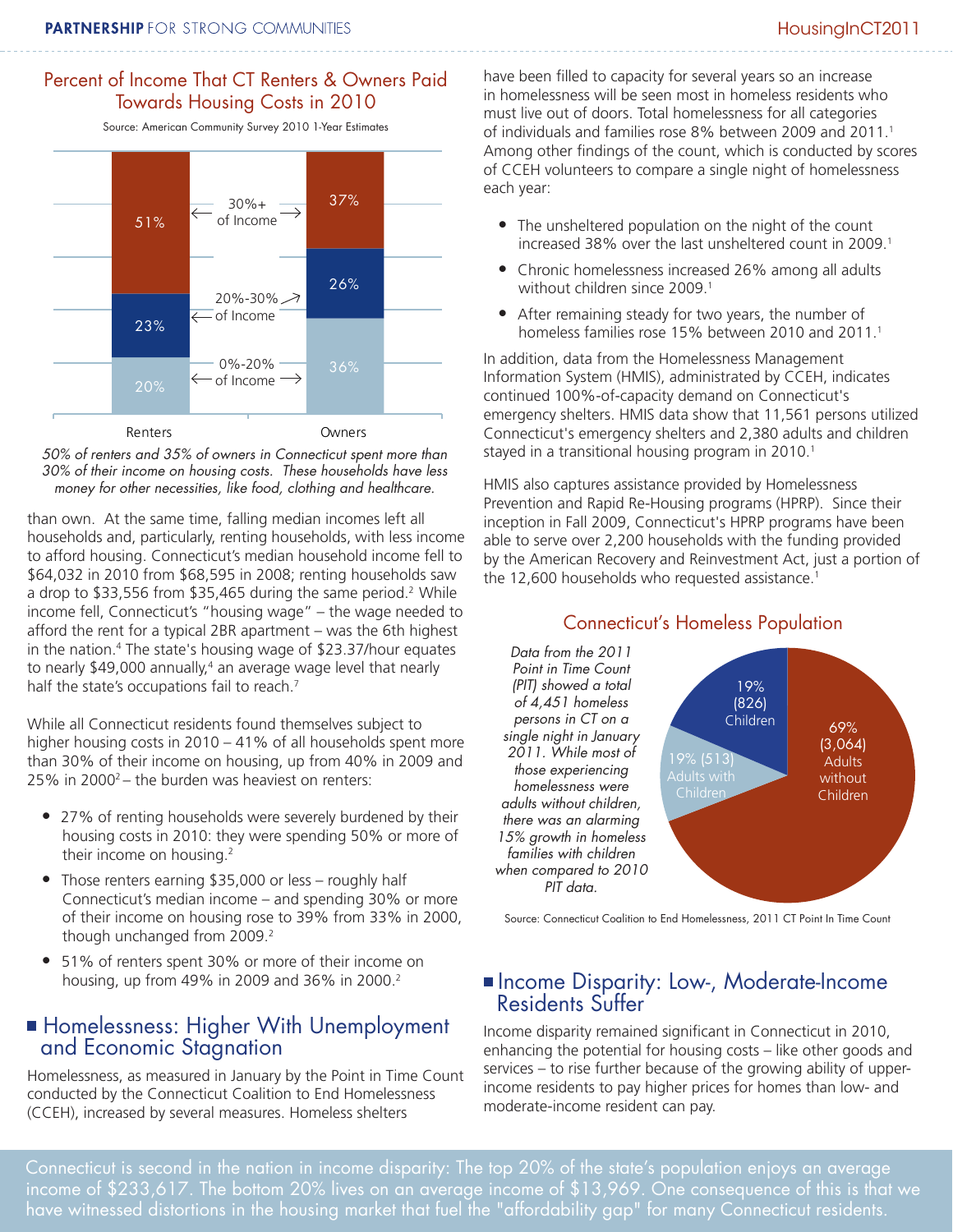## Percent of Income That CT Renters & Owners Paid Towards Housing Costs in 2010

Source: American Community Survey 2010 1-Year Estimates

| | Renters | Owners |
|---|---|---|
| 30%+ of Income | 51% | 37% |
| 20%-30% of Income | 23% | 26% |
| 0%-20% of Income | 20% | 36% |

*50% of renters and 35% of owners in Connecticut spent more than 30% of their income on housing costs. These households have less money for other necessities, like food, clothing and healthcare.*

than own. At the same time, falling median incomes left all households and, particularly, renting households, with less income to afford housing. Connecticut's median household income fell to $64,032 in 2010 from $68,595 in 2008; renting households saw a drop to $33,556 from $35,465 during the same period.[2] While income fell, Connecticut's "housing wage" – the wage needed to afford the rent for a typical 2BR apartment – was the 6th highest in the nation.[4] The state's housing wage of $23.37/hour equates to nearly $49,000 annually,[4] an average wage level that nearly half the state's occupations fail to reach.[7]

While all Connecticut residents found themselves subject to higher housing costs in 2010 – 41% of all households spent more than 30% of their income on housing, up from 40% in 2009 and 25% in 2000[2] – the burden was heaviest on renters:

- 27% of renting households were severely burdened by their housing costs in 2010: they were spending 50% or more of their income on housing.[2]
- Those renters earning $35,000 or less – roughly half Connecticut's median income – and spending 30% or more of their income on housing rose to 39% from 33% in 2000, though unchanged from 2009.[2]
- 51% of renters spent 30% or more of their income on housing, up from 49% in 2009 and 36% in 2000.[2]

## Homelessness: Higher With Unemployment and Economic Stagnation

Homelessness, as measured in January by the Point in Time Count conducted by the Connecticut Coalition to End Homelessness (CCEH), increased by several measures. Homeless shelters have been filled to capacity for several years so an increase in homelessness will be seen most in homeless residents who must live out of doors. Total homelessness for all categories of individuals and families rose 8% between 2009 and 2011.[1] Among other findings of the count, which is conducted by scores of CCEH volunteers to compare a single night of homelessness each year:

- The unsheltered population on the night of the count increased 38% over the last unsheltered count in 2009.[1]
- Chronic homelessness increased 26% among all adults without children since 2009.[1]
- After remaining steady for two years, the number of homeless families rose 15% between 2010 and 2011.[1]

In addition, data from the Homelessness Management Information System (HMIS), administrated by CCEH, indicates continued 100%-of-capacity demand on Connecticut's emergency shelters. HMIS data show that 11,561 persons utilized Connecticut's emergency shelters and 2,380 adults and children stayed in a transitional housing program in 2010.[1]

HMIS also captures assistance provided by Homelessness Prevention and Rapid Re-Housing programs (HPRP). Since their inception in Fall 2009, Connecticut's HPRP programs have been able to serve over 2,200 households with the funding provided by the American Recovery and Reinvestment Act, just a portion of the 12,600 households who requested assistance.[1]

### Connecticut's Homeless Population

*Data from the 2011 Point in Time Count (PIT) showed a total of 4,451 homeless persons in CT on a single night in January 2011. While most of those experiencing homelessness were adults without children, there was an alarming 15% growth in homeless families with children when compared to 2010 PIT data.*

| Category | Percent | Number |
|---|---|---|
| Adults without Children | 69% | 3,064 |
| Children | 19% | 826 |
| Adults with Children | 19% | 513 |

Source: Connecticut Coalition to End Homelessness, 2011 CT Point In Time Count

## Income Disparity: Low-, Moderate-Income Residents Suffer

Income disparity remained significant in Connecticut in 2010, enhancing the potential for housing costs – like other goods and services – to rise further because of the growing ability of upper-income residents to pay higher prices for homes than low- and moderate-income resident can pay.

Connecticut is second in the nation in income disparity: The top 20% of the state's population enjoys an average income of $233,617. The bottom 20% lives on an average income of $13,969. One consequence of this is that we have witnessed distortions in the housing market that fuel the "affordability gap" for many Connecticut residents.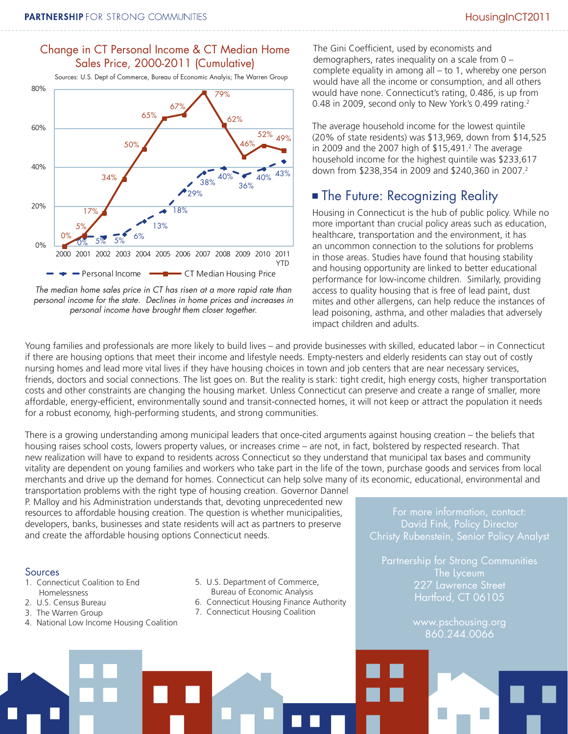## Change in CT Personal Income & CT Median Home Sales Price, 2000-2011 (Cumulative)

Sources: U.S. Dept of Commerce, Bureau of Economic Analyis; The Warren Group

80%
60%
40%
20%
0%

2000 2001 2002 2003 2004 2005 2006 2007 2008 2009 2010 2011 YTD

CT Median Housing Price: 0% 5% 17% 34% 50% 65% 67% 79% 62% 46% 52% 49%

Personal Income: 0% 5% 5% 6% 13% 18% 29% 38% 40% 36% 40% 43%

Personal Income — CT Median Housing Price

*The median home sales price in CT has risen at a more rapid rate than personal income for the state. Declines in home prices and increases in personal income have brought them closer together.*

The Gini Coefficient, used by economists and demographers, rates inequality on a scale from 0 – complete equality in among all – to 1, whereby one person would have all the income or consumption, and all others would have none. Connecticut's rating, 0.486, is up from 0.48 in 2009, second only to New York's 0.499 rating.[2]

The average household income for the lowest quintile (20% of state residents) was $13,969, down from $14,525 in 2009 and the 2007 high of $15,491.[2] The average household income for the highest quintile was $233,617 down from $238,354 in 2009 and $240,360 in 2007.[2]

## The Future: Recognizing Reality

Housing in Connecticut is the hub of public policy. While no more important than crucial policy areas such as education, healthcare, transportation and the environment, it has an uncommon connection to the solutions for problems in those areas. Studies have found that housing stability and housing opportunity are linked to better educational performance for low-income children. Similarly, providing access to quality housing that is free of lead paint, dust mites and other allergens, can help reduce the instances of lead poisoning, asthma, and other maladies that adversely impact children and adults.

Young families and professionals are more likely to build lives – and provide businesses with skilled, educated labor – in Connecticut if there are housing options that meet their income and lifestyle needs. Empty-nesters and elderly residents can stay out of costly nursing homes and lead more vital lives if they have housing choices in town and job centers that are near necessary services, friends, doctors and social connections. The list goes on. But the reality is stark: tight credit, high energy costs, higher transportation costs and other constraints are changing the housing market. Unless Connecticut can preserve and create a range of smaller, more affordable, energy-efficient, environmentally sound and transit-connected homes, it will not keep or attract the population it needs for a robust economy, high-performing students, and strong communities.

There is a growing understanding among municipal leaders that once-cited arguments against housing creation – the beliefs that housing raises school costs, lowers property values, or increases crime – are not, in fact, bolstered by respected research. That new realization will have to expand to residents across Connecticut so they understand that municipal tax bases and community vitality are dependent on young families and workers who take part in the life of the town, purchase goods and services from local merchants and drive up the demand for homes. Connecticut can help solve many of its economic, educational, environmental and transportation problems with the right type of housing creation. Governor Dannel P. Malloy and his Administration understands that, devoting unprecedented new resources to affordable housing creation. The question is whether municipalities, developers, banks, businesses and state residents will act as partners to preserve and create the affordable housing options Connecticut needs.

For more information, contact:
David Fink, Policy Director
Christy Rubenstein, Senior Policy Analyst

Partnership for Strong Communities
The Lyceum
227 Lawrence Street
Hartford, CT 06105

www.pschousing.org
860.244.0066

### Sources

1. Connecticut Coalition to End Homelessness
2. U.S. Census Bureau
3. The Warren Group
4. National Low Income Housing Coalition
5. U.S. Department of Commerce, Bureau of Economic Analysis
6. Connecticut Housing Finance Authority
7. Connecticut Housing Coalition